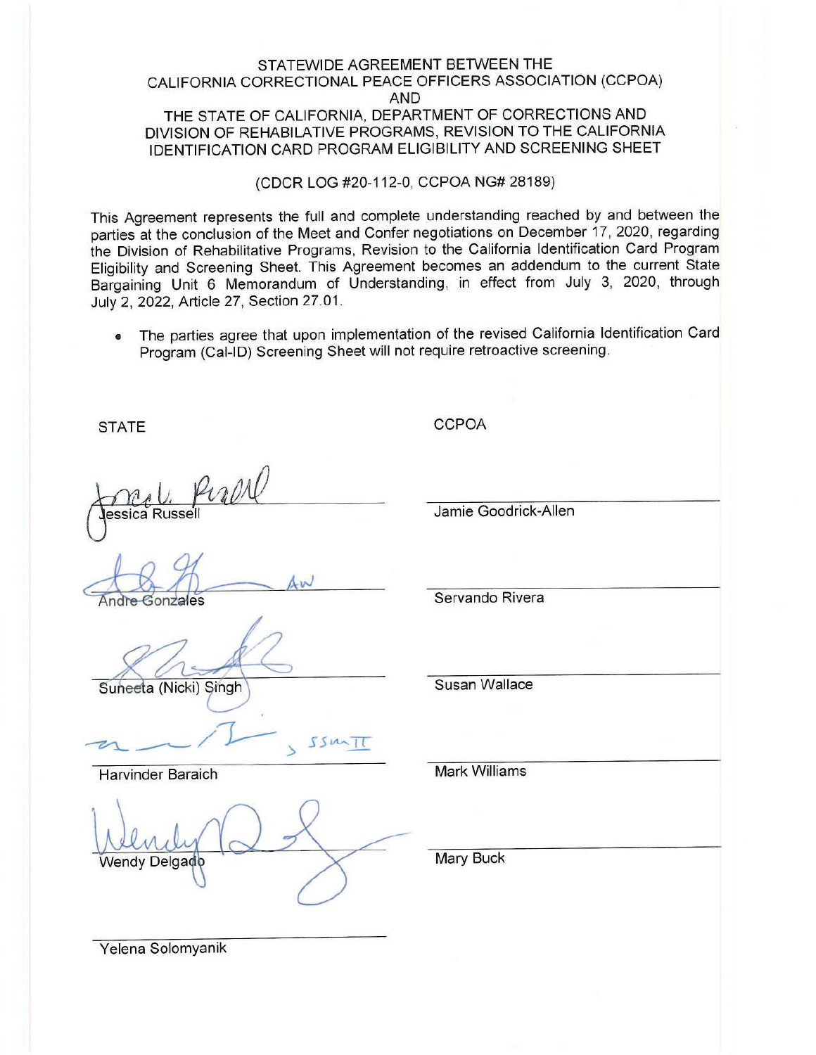# STATEWIDE AGREEMENT BETWEEN THE CALIFORNIA CORRECTIONAL PEACE OFFICERS ASSOCIATION (CCPOA) AND THE STATE OF CALIFORNIA, DEPARTMENT OF CORRECTIONS AND DIVISION OF REHABILATIVE PROGRAMS, REVISION TO THE CALIFORNIA IDENTIFICATION CARD PROGRAM ELIGIBILITY AND SCREENING SHEET

(CDCR LOG #20-112-0, CCPOA NG# 28189)

This Agreement represents the full and complete understanding reached by and between the parties at the conclusion of the Meet and Confer negotiations on December 17, 2020, regarding the Division of Rehabilitative Programs, Revision to the California Identification Card Program Eligibility and Screening Sheet. This Agreement becomes an addendum to the current State Bargaining Unit 6 Memorandum of Understanding, in effect from July 3, 2020, through July 2, 2022, Article 27, Section 27.01.

- The parties agree that upon implementation of the revised California Identification Card Program (Cal-ID) Screening Sheet will not require retroactive screening.

| STATE | CCPOA |
|---|---|
| Jessica Russell | Jamie Goodrick-Allen |
| Andre Gonzales | Servando Rivera |
| Suneeta (Nicki) Singh | Susan Wallace |
| Harvinder Baraich | Mark Williams |
| Wendy Delgado | Mary Buck |
| Yelena Solomyanik | |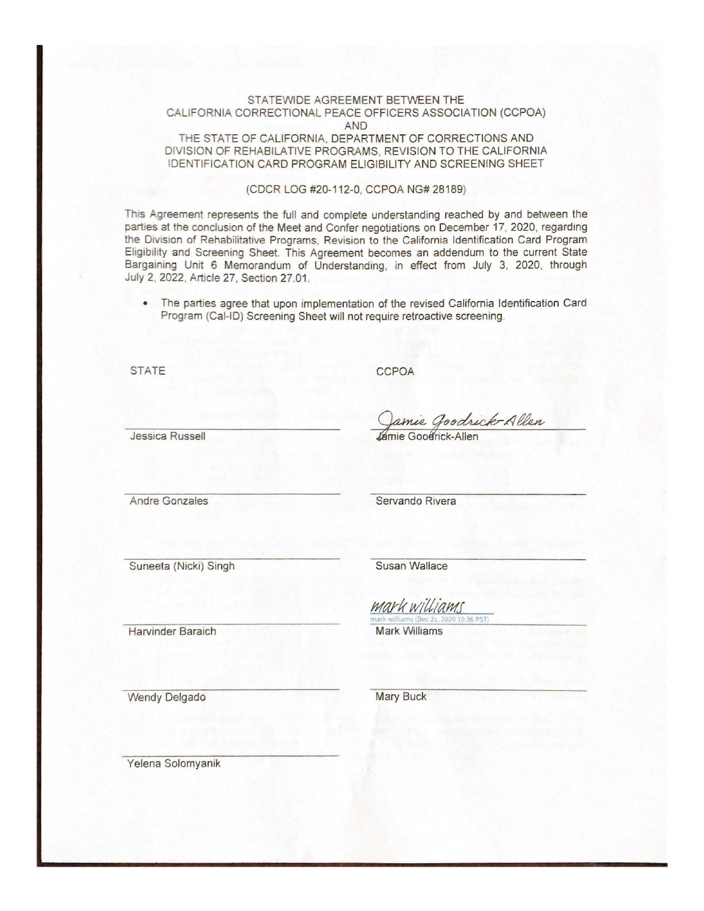STATEWIDE AGREEMENT BETWEEN THE
CALIFORNIA CORRECTIONAL PEACE OFFICERS ASSOCIATION (CCPOA)
AND
THE STATE OF CALIFORNIA, DEPARTMENT OF CORRECTIONS AND
DIVISION OF REHABILATIVE PROGRAMS, REVISION TO THE CALIFORNIA
IDENTIFICATION CARD PROGRAM ELIGIBILITY AND SCREENING SHEET

(CDCR LOG #20-112-0, CCPOA NG# 28189)

This Agreement represents the full and complete understanding reached by and between the parties at the conclusion of the Meet and Confer negotiations on December 17, 2020, regarding the Division of Rehabilitative Programs, Revision to the California Identification Card Program Eligibility and Screening Sheet. This Agreement becomes an addendum to the current State Bargaining Unit 6 Memorandum of Understanding, in effect from July 3, 2020, through July 2, 2022, Article 27, Section 27.01.

- The parties agree that upon implementation of the revised California Identification Card Program (Cal-ID) Screening Sheet will not require retroactive screening.

| STATE | CCPOA |
|---|---|
| Jessica Russell | *Jamie Goodrick-Allen* Jamie Goodrick-Allen |
| Andre Gonzales | Servando Rivera |
| Suneeta (Nicki) Singh | Susan Wallace |
| Harvinder Baraich | *mark williams* mark williams (Dec 21, 2020 10:36 PST) Mark Williams |
| Wendy Delgado | Mary Buck |
| Yelena Solomyanik | |